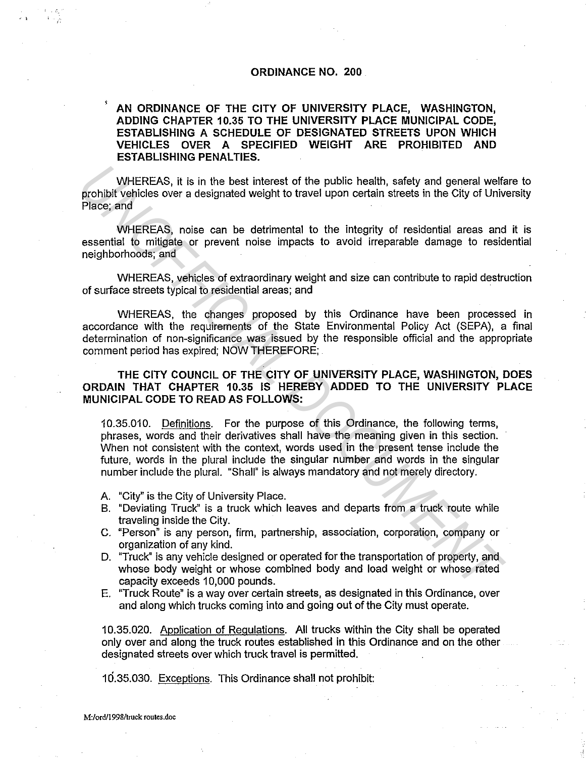# ORDINANCE NO. 200

**AN ORDINANCE OF THE CITY OF UNIVERSITY PLACE, WASHINGTON, ADDING CHAPTER 10.35 TO THE UNIVERSITY PLACE MUNICIPAL CODE, ESTABLISHING A SCHEDULE OF DESIGNATED STREETS UPON WHICH VEHICLES OVER A SPECIFIED WEIGHT ARE PROHIBITED AND ESTABLISHING PENALTIES.**

WHEREAS, it is in the best interest of the public health, safety and general welfare to prohibit vehicles over a designated weight to travel upon certain streets in the City of University Place; and

WHEREAS, noise can be detrimental to the integrity of residential areas and it is essential to mitigate or prevent noise impacts to avoid irreparable damage to residential neighborhoods; and

WHEREAS, vehicles of extraordinary weight and size can contribute to rapid destruction of surface streets typical to residential areas; and

WHEREAS, the changes proposed by this Ordinance have been processed in accordance with the requirements of the State Environmental Policy Act (SEPA), a final determination of non-significance was issued by the responsible official and the appropriate comment period has expired; NOW THEREFORE;

**THE CITY COUNCIL OF THE CITY OF UNIVERSITY PLACE, WASHINGTON, DOES ORDAIN THAT CHAPTER 10.35 IS HEREBY ADDED TO THE UNIVERSITY PLACE MUNICIPAL CODE TO READ AS FOLLOWS:**

10.35.010. Definitions. For the purpose of this Ordinance, the following terms, phrases, words and their derivatives shall have the meaning given in this section. When not consistent with the context, words used in the present tense include the future, words in the plural include the singular number and words in the singular number include the plural. "Shall" is always mandatory and not merely directory.

A. "City" is the City of University Place.
B. "Deviating Truck" is a truck which leaves and departs from a truck route while traveling inside the City.
C. "Person" is any person, firm, partnership, association, corporation, company or organization of any kind.
D. "Truck" is any vehicle designed or operated for the transportation of property, and whose body weight or whose combined body and load weight or whose rated capacity exceeds 10,000 pounds.
E. "Truck Route" is a way over certain streets, as designated in this Ordinance, over and along which trucks coming into and going out of the City must operate.

10.35.020. Application of Regulations. All trucks within the City shall be operated only over and along the truck routes established in this Ordinance and on the other designated streets over which truck travel is permitted.

10.35.030. Exceptions. This Ordinance shall not prohibit: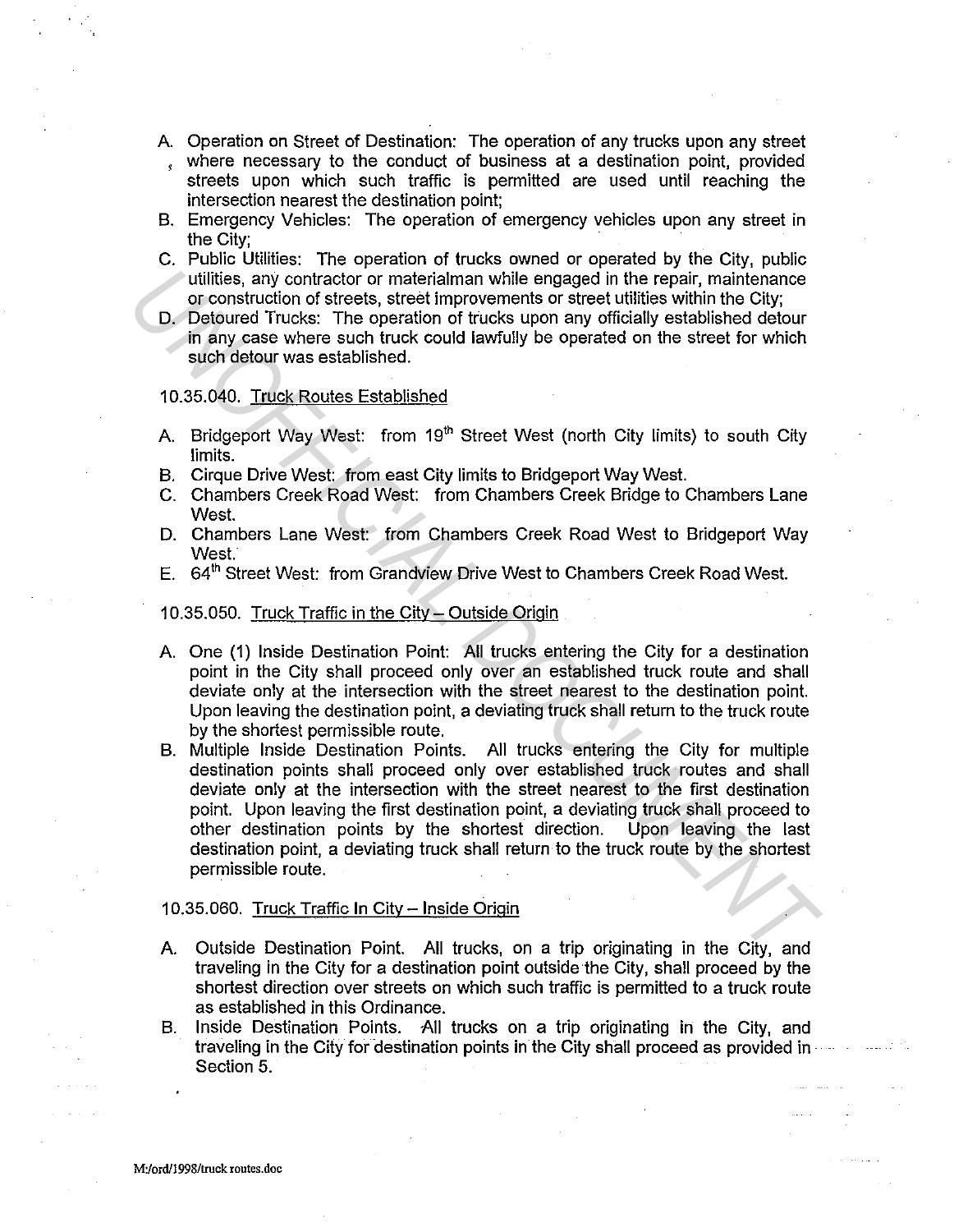A. Operation on Street of Destination: The operation of any trucks upon any street where necessary to the conduct of business at a destination point, provided streets upon which such traffic is permitted are used until reaching the intersection nearest the destination point;
B. Emergency Vehicles: The operation of emergency vehicles upon any street in the City;
C. Public Utilities: The operation of trucks owned or operated by the City, public utilities, any contractor or materialman while engaged in the repair, maintenance or construction of streets, street improvements or street utilities within the City;
D. Detoured Trucks: The operation of trucks upon any officially established detour in any case where such truck could lawfully be operated on the street for which such detour was established.

10.35.040. <u>Truck Routes Established</u>

A. Bridgeport Way West: from 19th Street West (north City limits) to south City limits.
B. Cirque Drive West: from east City limits to Bridgeport Way West.
C. Chambers Creek Road West: from Chambers Creek Bridge to Chambers Lane West.
D. Chambers Lane West: from Chambers Creek Road West to Bridgeport Way West.
E. 64th Street West: from Grandview Drive West to Chambers Creek Road West.

10.35.050. <u>Truck Traffic in the City – Outside Origin</u>

A. One (1) Inside Destination Point: All trucks entering the City for a destination point in the City shall proceed only over an established truck route and shall deviate only at the intersection with the street nearest to the destination point. Upon leaving the destination point, a deviating truck shall return to the truck route by the shortest permissible route.
B. Multiple Inside Destination Points. All trucks entering the City for multiple destination points shall proceed only over established truck routes and shall deviate only at the intersection with the street nearest to the first destination point. Upon leaving the first destination point, a deviating truck shall proceed to other destination points by the shortest direction. Upon leaving the last destination point, a deviating truck shall return to the truck route by the shortest permissible route.

10.35.060. <u>Truck Traffic In City – Inside Origin</u>

A. Outside Destination Point. All trucks, on a trip originating in the City, and traveling in the City for a destination point outside the City, shall proceed by the shortest direction over streets on which such traffic is permitted to a truck route as established in this Ordinance.
B. Inside Destination Points. All trucks on a trip originating in the City, and traveling in the City for destination points in the City shall proceed as provided in Section 5.

M:/ord/1998/truck routes.doc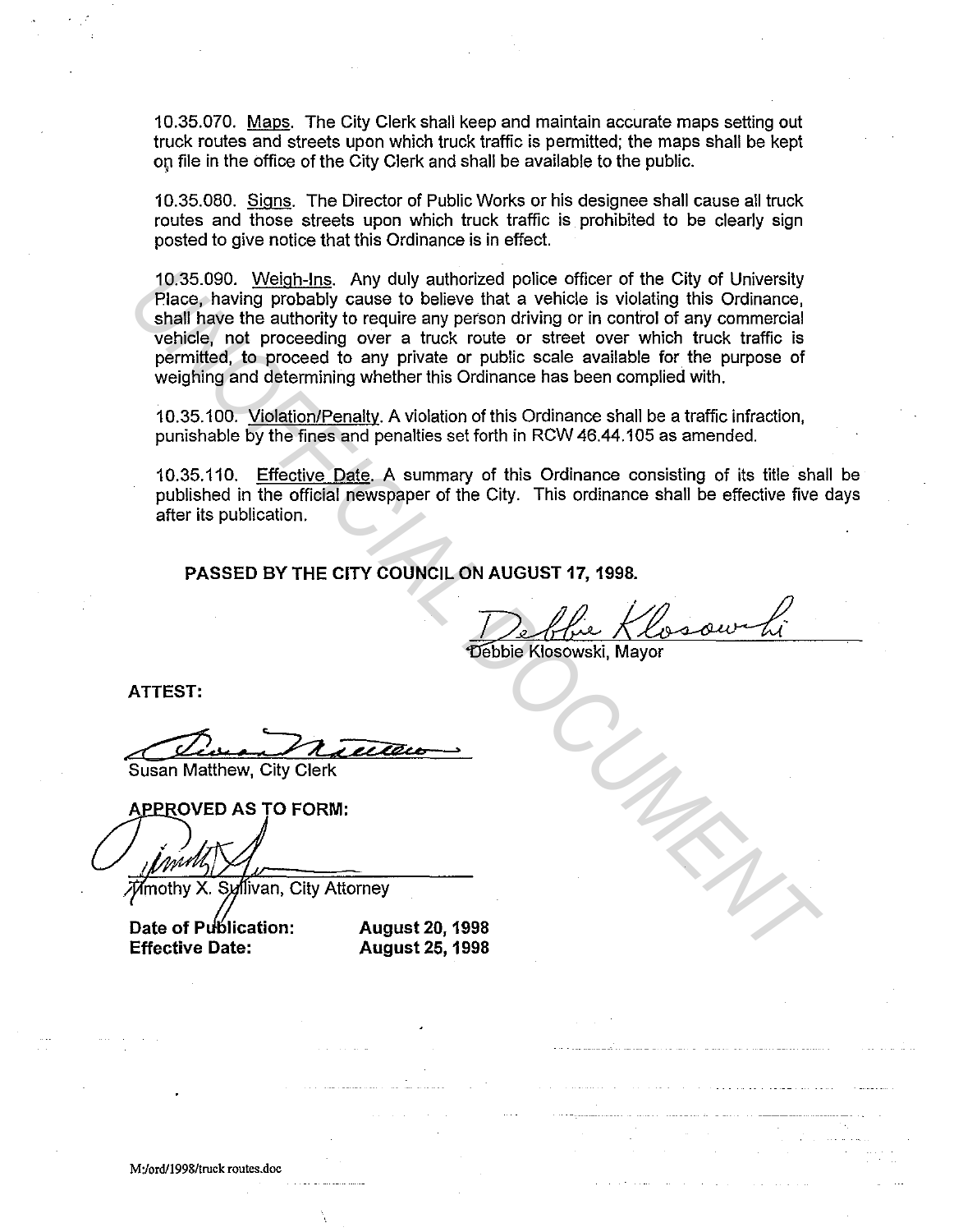10.35.070. Maps. The City Clerk shall keep and maintain accurate maps setting out truck routes and streets upon which truck traffic is permitted; the maps shall be kept on file in the office of the City Clerk and shall be available to the public.

10.35.080. Signs. The Director of Public Works or his designee shall cause all truck routes and those streets upon which truck traffic is prohibited to be clearly sign posted to give notice that this Ordinance is in effect.

10.35.090. Weigh-Ins. Any duly authorized police officer of the City of University Place, having probably cause to believe that a vehicle is violating this Ordinance, shall have the authority to require any person driving or in control of any commercial vehicle, not proceeding over a truck route or street over which truck traffic is permitted, to proceed to any private or public scale available for the purpose of weighing and determining whether this Ordinance has been complied with.

10.35.100. Violation/Penalty. A violation of this Ordinance shall be a traffic infraction, punishable by the fines and penalties set forth in RCW 46.44.105 as amended.

10.35.110. Effective Date. A summary of this Ordinance consisting of its title shall be published in the official newspaper of the City. This ordinance shall be effective five days after its publication.

**PASSED BY THE CITY COUNCIL ON AUGUST 17, 1998.**

Debbie Klosowski, Mayor

**ATTEST:**

Susan Matthew, City Clerk

**APPROVED AS TO FORM:**

Timothy X. Sullivan, City Attorney

**Date of Publication:** **August 20, 1998**
**Effective Date:** **August 25, 1998**

M:/ord/1998/truck routes.doc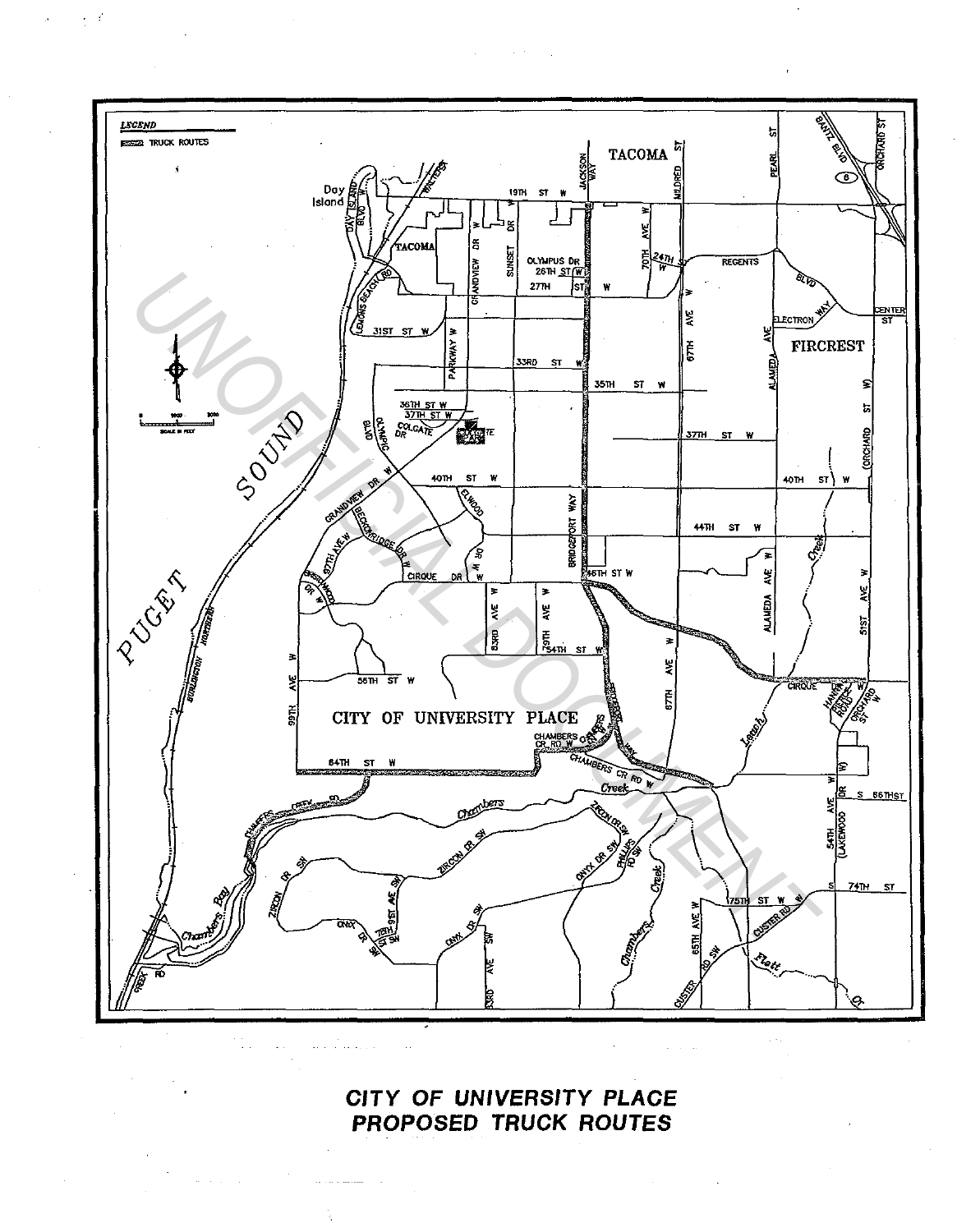# CITY OF UNIVERSITY PLACE PROPOSED TRUCK ROUTES